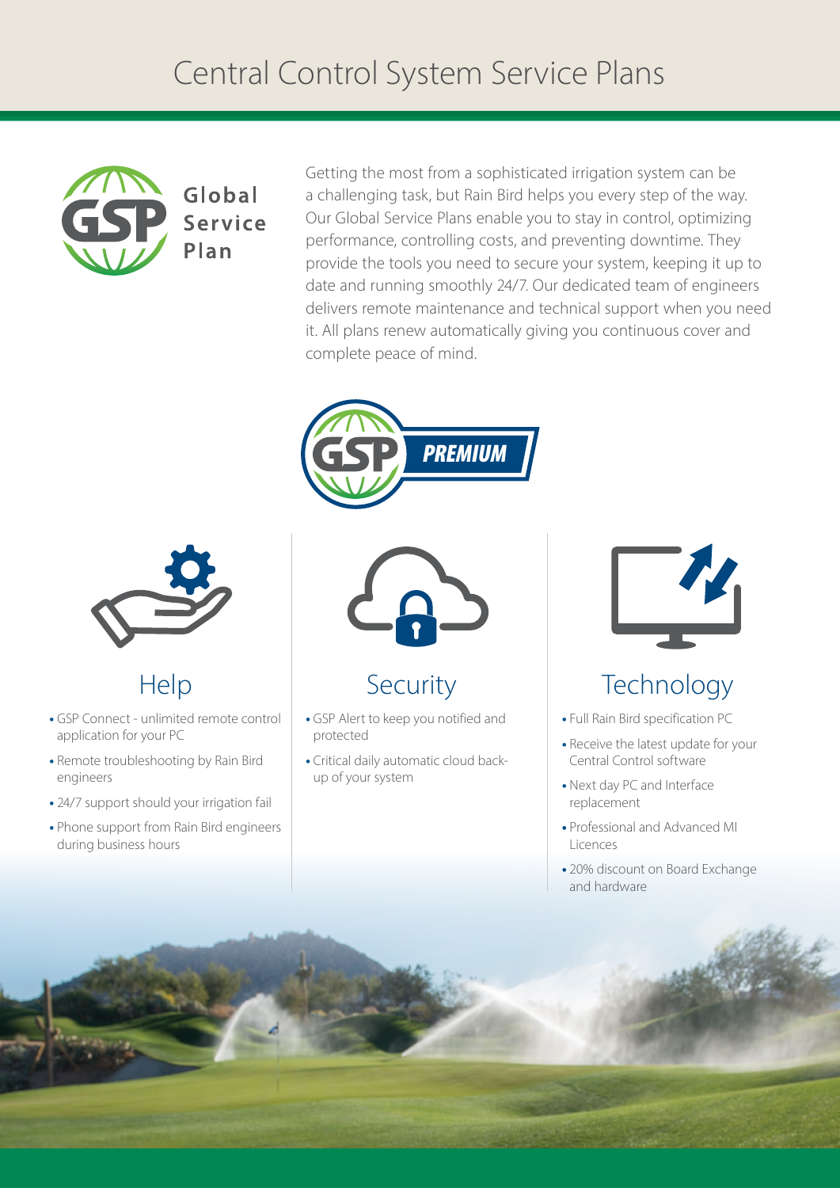# Central Control System Service Plans

Global Service Plan

Getting the most from a sophisticated irrigation system can be a challenging task, but Rain Bird helps you every step of the way. Our Global Service Plans enable you to stay in control, optimizing performance, controlling costs, and preventing downtime. They provide the tools you need to secure your system, keeping it up to date and running smoothly 24/7. Our dedicated team of engineers delivers remote maintenance and technical support when you need it. All plans renew automatically giving you continuous cover and complete peace of mind.

GSP PREMIUM

## Help

- GSP Connect - unlimited remote control application for your PC
- Remote troubleshooting by Rain Bird engineers
- 24/7 support should your irrigation fail
- Phone support from Rain Bird engineers during business hours

## Security

- GSP Alert to keep you notified and protected
- Critical daily automatic cloud back-up of your system

## Technology

- Full Rain Bird specification PC
- Receive the latest update for your Central Control software
- Next day PC and Interface replacement
- Professional and Advanced MI Licences
- 20% discount on Board Exchange and hardware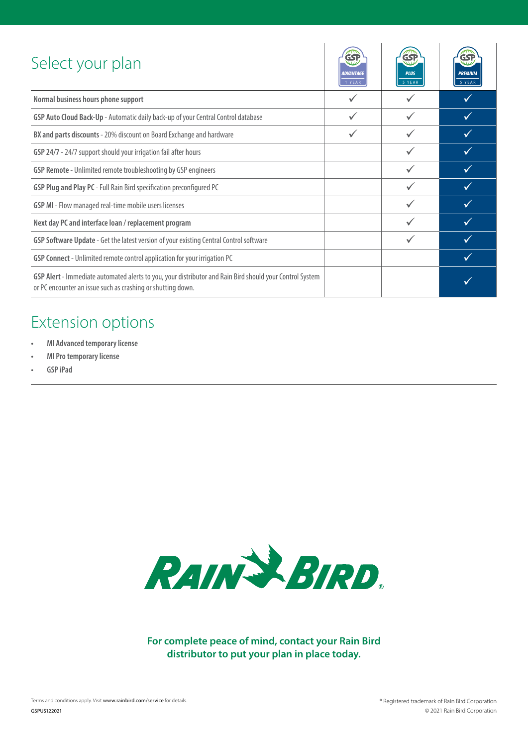# Select your plan

| | GSP ADVANTAGE 1 YEAR | GSP PLUS 5 YEAR | GSP PREMIUM 5 YEAR |
|---|---|---|---|
| **Normal business hours phone support** | ✓ | ✓ | ✓ |
| **GSP Auto Cloud Back-Up** - Automatic daily back-up of your Central Control database | ✓ | ✓ | ✓ |
| **BX and parts discounts** - 20% discount on Board Exchange and hardware | ✓ | ✓ | ✓ |
| **GSP 24/7** - 24/7 support should your irrigation fail after hours | | ✓ | ✓ |
| **GSP Remote** - Unlimited remote troubleshooting by GSP engineers | | ✓ | ✓ |
| **GSP Plug and Play PC** - Full Rain Bird specification preconfigured PC | | ✓ | ✓ |
| **GSP MI** - Flow managed real-time mobile users licenses | | ✓ | ✓ |
| **Next day PC and interface loan / replacement program** | | ✓ | ✓ |
| **GSP Software Update** - Get the latest version of your existing Central Control software | | ✓ | ✓ |
| **GSP Connect** - Unlimited remote control application for your irrigation PC | | | ✓ |
| **GSP Alert** - Immediate automated alerts to you, your distributor and Rain Bird should your Control System or PC encounter an issue such as crashing or shutting down. | | | ✓ |

# Extension options

- **MI Advanced temporary license**
- **MI Pro temporary license**
- **GSP iPad**

RAIN BIRD®

**For complete peace of mind, contact your Rain Bird distributor to put your plan in place today.**

Terms and conditions apply. Visit **www.rainbird.com/service** for details.

GSPUS122021

® Registered trademark of Rain Bird Corporation
© 2021 Rain Bird Corporation